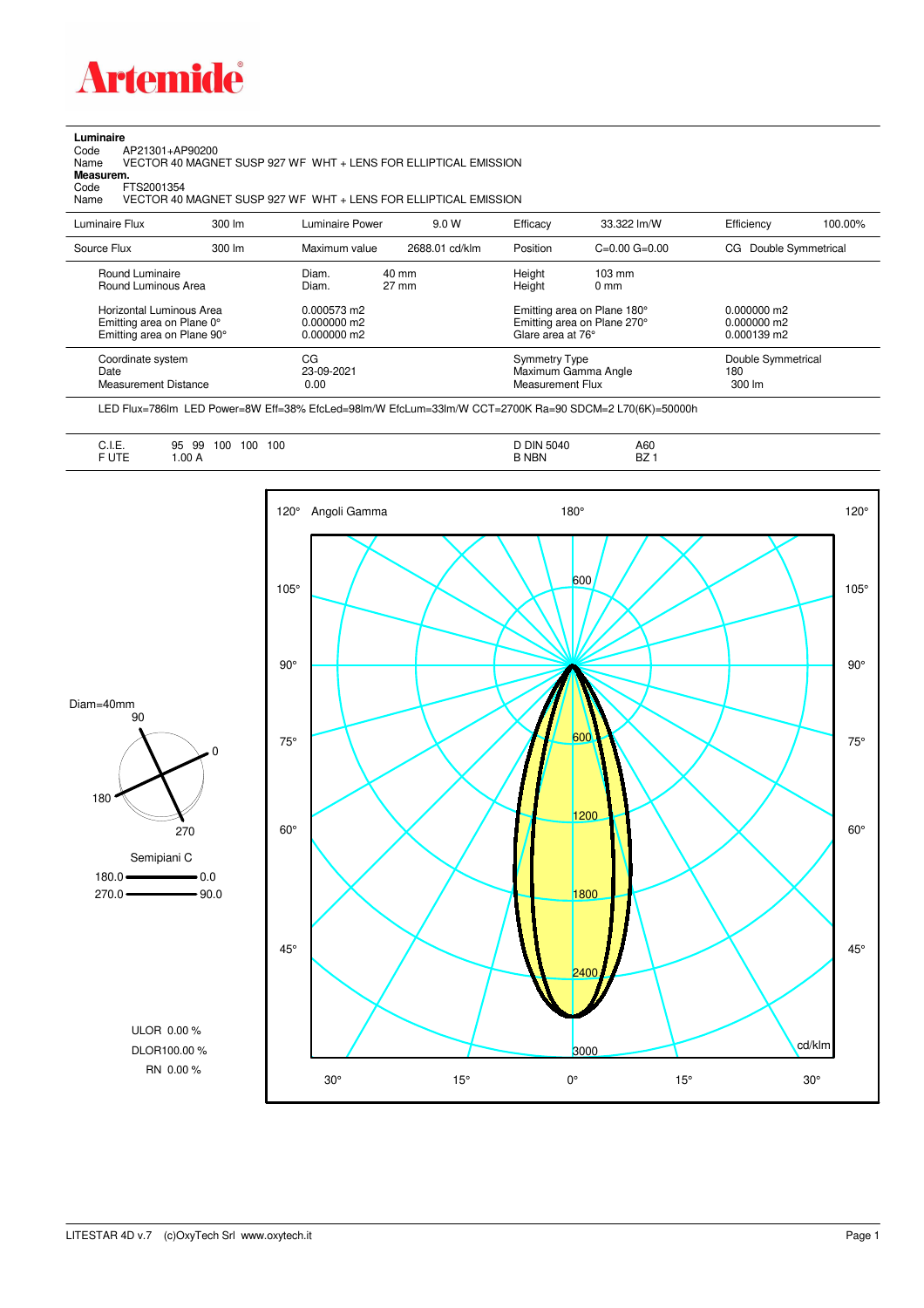**Artemide**

**Luminaire**

Code AP21301+AP90200

Name VECTOR 40 MAGNET SUSP 927 WF WHT + LENS FOR ELLIPTICAL EMISSION

**Measurem.**

Code FTS2001354

Name VECTOR 40 MAGNET SUSP 927 WF WHT + LENS FOR ELLIPTICAL EMISSION

| Luminaire Flux | 300 lm | Luminaire Power | 9.0 W | Efficacy | 33.322 lm/W | Efficiency | 100.00% |
|---|---|---|---|---|---|---|---|
| Source Flux | 300 lm | Maximum value | 2688.01 cd/klm | Position | C=0.00 G=0.00 | CG | Double Symmetrical |

| | | | | |
|---|---|---|---|---|
| Round Luminaire | Diam. 40 mm | Height 103 mm | | |
| Round Luminous Area | Diam. 27 mm | Height 0 mm | | |
| Horizontal Luminous Area | 0.000573 m2 | Emitting area on Plane 180° | 0.000000 m2 | |
| Emitting area on Plane 0° | 0.000000 m2 | Emitting area on Plane 270° | 0.000000 m2 | |
| Emitting area on Plane 90° | 0.000000 m2 | Glare area at 76° | 0.000139 m2 | |
| Coordinate system | CG | Symmetry Type | Double Symmetrical | |
| Date | 23-09-2021 | Maximum Gamma Angle | 180 | |
| Measurement Distance | 0.00 | Measurement Flux | 300 lm | |

LED Flux=786lm LED Power=8W Eff=38% EfcLed=98lm/W EfcLum=33lm/W CCT=2700K Ra=90 SDCM=2 L70(6K)=50000h

| | | | |
|---|---|---|---|
| C.I.E. | 95 99 100 100 100 | D DIN 5040 | A60 |
| F UTE | 1.00 A | B NBN | BZ 1 |

Diam=40mm

Semipiani C

180.0 — 0.0

270.0 — 90.0

ULOR 0.00 %

DLOR100.00 %

RN 0.00 %

Angoli Gamma

cd/klm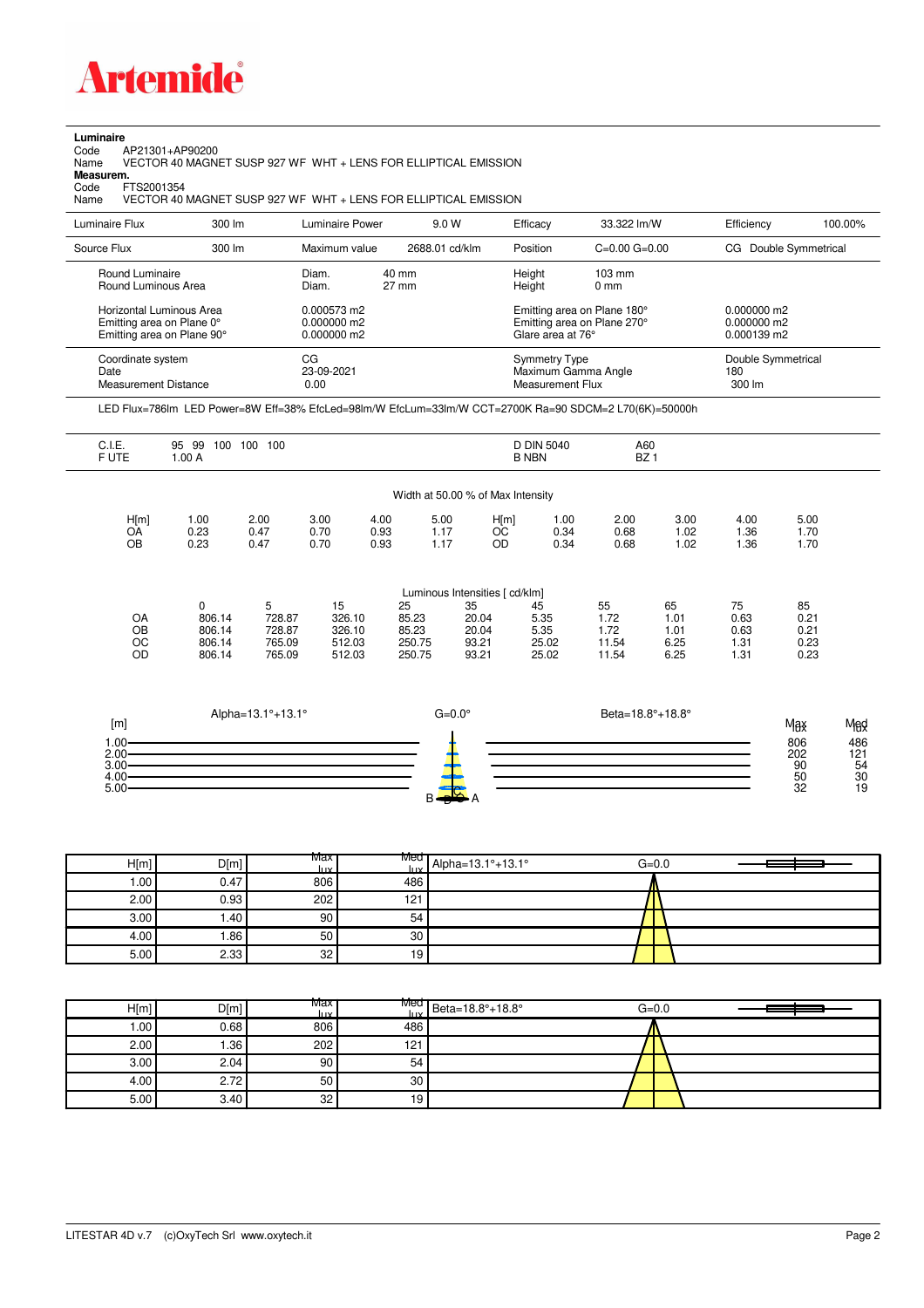Artemide

**Luminaire**

Code AP21301+AP90200

Name VECTOR 40 MAGNET SUSP 927 WF WHT + LENS FOR ELLIPTICAL EMISSION

**Measurem.**

Code FTS2001354

Name VECTOR 40 MAGNET SUSP 927 WF WHT + LENS FOR ELLIPTICAL EMISSION

| | | | | | | | |
|---|---|---|---|---|---|---|---|
| Luminaire Flux | 300 lm | Luminaire Power | 9.0 W | Efficacy | 33.322 lm/W | Efficiency | 100.00% |
| Source Flux | 300 lm | Maximum value | 2688.01 cd/klm | Position | C=0.00 G=0.00 | CG | Double Symmetrical |

| | | | | | | |
|---|---|---|---|---|---|---|
| Round Luminaire | Diam. | 40 mm | Height | 103 mm | | |
| Round Luminous Area | Diam. | 27 mm | Height | 0 mm | | |
| Horizontal Luminous Area | 0.000573 m2 | | Emitting area on Plane 180° | | 0.000000 m2 | |
| Emitting area on Plane 0° | 0.000000 m2 | | Emitting area on Plane 270° | | 0.000000 m2 | |
| Emitting area on Plane 90° | 0.000000 m2 | | Glare area at 76° | | 0.000139 m2 | |

| | | | |
|---|---|---|---|
| Coordinate system | CG | Symmetry Type | Double Symmetrical |
| Date | 23-09-2021 | Maximum Gamma Angle | 180 |
| Measurement Distance | 0.00 | Measurement Flux | 300 lm |

LED Flux=786lm LED Power=8W Eff=38% EfcLed=98lm/W EfcLum=33lm/W CCT=2700K Ra=90 SDCM=2 L70(6K)=50000h

| | | | |
|---|---|---|---|
| C.I.E. | 95 99 100 100 100 | D DIN 5040 | A60 |
| F UTE | 1.00 A | B NBN | BZ 1 |

Width at 50.00 % of Max Intensity

| H[m] | 1.00 | 2.00 | 3.00 | 4.00 | 5.00 | H[m] | 1.00 | 2.00 | 3.00 | 4.00 | 5.00 |
|---|---|---|---|---|---|---|---|---|---|---|---|
| OA | 0.23 | 0.47 | 0.70 | 0.93 | 1.17 | OC | 0.34 | 0.68 | 1.02 | 1.36 | 1.70 |
| OB | 0.23 | 0.47 | 0.70 | 0.93 | 1.17 | OD | 0.34 | 0.68 | 1.02 | 1.36 | 1.70 |

Luminous Intensities [ cd/klm]

| | 0 | 5 | 15 | 25 | 35 | 45 | 55 | 65 | 75 | 85 |
|---|---|---|---|---|---|---|---|---|---|---|
| OA | 806.14 | 728.87 | 326.10 | 85.23 | 20.04 | 5.35 | 1.72 | 1.01 | 0.63 | 0.21 |
| OB | 806.14 | 728.87 | 326.10 | 85.23 | 20.04 | 5.35 | 1.72 | 1.01 | 0.63 | 0.21 |
| OC | 806.14 | 765.09 | 512.03 | 250.75 | 93.21 | 25.02 | 11.54 | 6.25 | 1.31 | 0.23 |
| OD | 806.14 | 765.09 | 512.03 | 250.75 | 93.21 | 25.02 | 11.54 | 6.25 | 1.31 | 0.23 |

Alpha=13.1°+13.1° G=0.0° Beta=18.8°+18.8°

[m] 1.00 2.00 3.00 4.00 5.00

B D C A

| [m] | Max lux | Med lux |
|---|---|---|
| 1.00 | 806 | 486 |
| 2.00 | 202 | 121 |
| 3.00 | 90 | 54 |
| 4.00 | 50 | 30 |
| 5.00 | 32 | 19 |

| H[m] | D[m] | Max lux | Med lux | Alpha=13.1°+13.1° G=0.0 |
|---|---|---|---|---|
| 1.00 | 0.47 | 806 | 486 | |
| 2.00 | 0.93 | 202 | 121 | |
| 3.00 | 1.40 | 90 | 54 | |
| 4.00 | 1.86 | 50 | 30 | |
| 5.00 | 2.33 | 32 | 19 | |

| H[m] | D[m] | Max lux | Med lux | Beta=18.8°+18.8° G=0.0 |
|---|---|---|---|---|
| 1.00 | 0.68 | 806 | 486 | |
| 2.00 | 1.36 | 202 | 121 | |
| 3.00 | 2.04 | 90 | 54 | |
| 4.00 | 2.72 | 50 | 30 | |
| 5.00 | 3.40 | 32 | 19 | |

LITESTAR 4D v.7 (c)OxyTech Srl www.oxytech.it